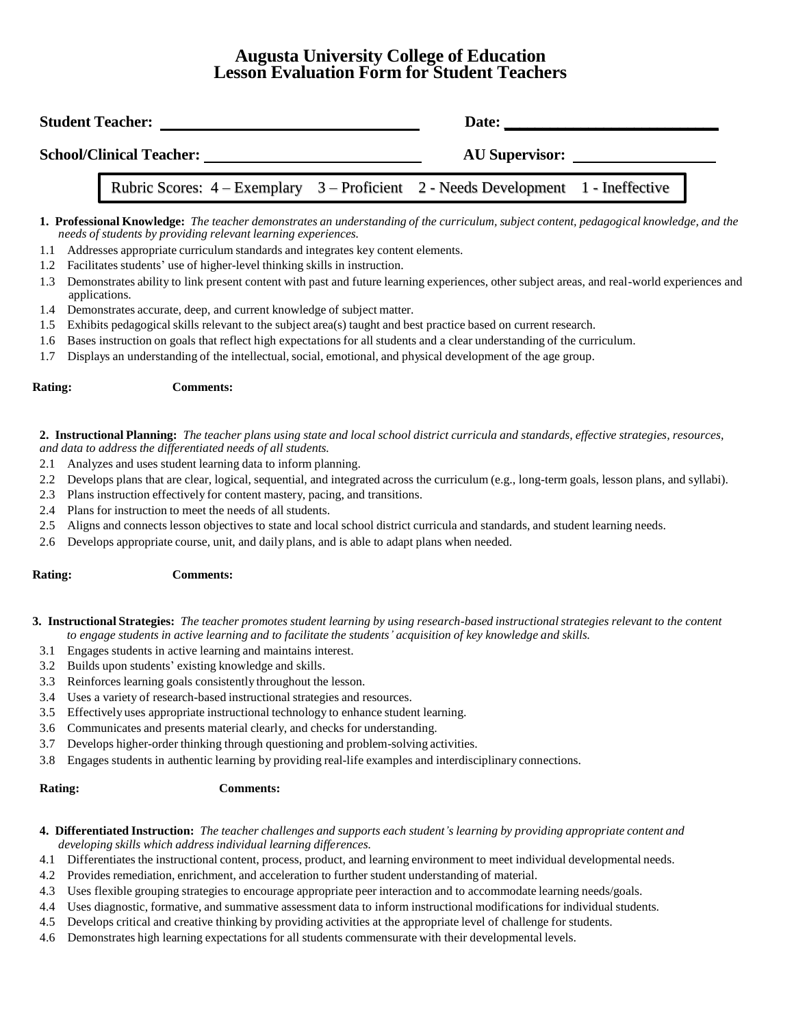# Augusta University College of Education
# Lesson Evaluation Form for Student Teachers

**Student Teacher:** ______________________________ **Date:** ________________________

**School/Clinical Teacher:** __________________________ **AU Supervisor:** ________________

Rubric Scores: 4 – Exemplary 3 – Proficient 2 - Needs Development 1 - Ineffective

**1. Professional Knowledge:** *The teacher demonstrates an understanding of the curriculum, subject content, pedagogical knowledge, and the needs of students by providing relevant learning experiences.*

1.1 Addresses appropriate curriculum standards and integrates key content elements.
1.2 Facilitates students' use of higher-level thinking skills in instruction.
1.3 Demonstrates ability to link present content with past and future learning experiences, other subject areas, and real-world experiences and applications.
1.4 Demonstrates accurate, deep, and current knowledge of subject matter.
1.5 Exhibits pedagogical skills relevant to the subject area(s) taught and best practice based on current research.
1.6 Bases instruction on goals that reflect high expectations for all students and a clear understanding of the curriculum.
1.7 Displays an understanding of the intellectual, social, emotional, and physical development of the age group.

**Rating:** **Comments:**

**2. Instructional Planning:** *The teacher plans using state and local school district curricula and standards, effective strategies, resources, and data to address the differentiated needs of all students.*

2.1 Analyzes and uses student learning data to inform planning.
2.2 Develops plans that are clear, logical, sequential, and integrated across the curriculum (e.g., long-term goals, lesson plans, and syllabi).
2.3 Plans instruction effectively for content mastery, pacing, and transitions.
2.4 Plans for instruction to meet the needs of all students.
2.5 Aligns and connects lesson objectives to state and local school district curricula and standards, and student learning needs.
2.6 Develops appropriate course, unit, and daily plans, and is able to adapt plans when needed.

**Rating:** **Comments:**

**3. Instructional Strategies:** *The teacher promotes student learning by using research-based instructional strategies relevant to the content to engage students in active learning and to facilitate the students' acquisition of key knowledge and skills.*

3.1 Engages students in active learning and maintains interest.
3.2 Builds upon students' existing knowledge and skills.
3.3 Reinforces learning goals consistently throughout the lesson.
3.4 Uses a variety of research-based instructional strategies and resources.
3.5 Effectively uses appropriate instructional technology to enhance student learning.
3.6 Communicates and presents material clearly, and checks for understanding.
3.7 Develops higher-order thinking through questioning and problem-solving activities.
3.8 Engages students in authentic learning by providing real-life examples and interdisciplinary connections.

**Rating:** **Comments:**

**4. Differentiated Instruction:** *The teacher challenges and supports each student's learning by providing appropriate content and developing skills which address individual learning differences.*

4.1 Differentiates the instructional content, process, product, and learning environment to meet individual developmental needs.
4.2 Provides remediation, enrichment, and acceleration to further student understanding of material.
4.3 Uses flexible grouping strategies to encourage appropriate peer interaction and to accommodate learning needs/goals.
4.4 Uses diagnostic, formative, and summative assessment data to inform instructional modifications for individual students.
4.5 Develops critical and creative thinking by providing activities at the appropriate level of challenge for students.
4.6 Demonstrates high learning expectations for all students commensurate with their developmental levels.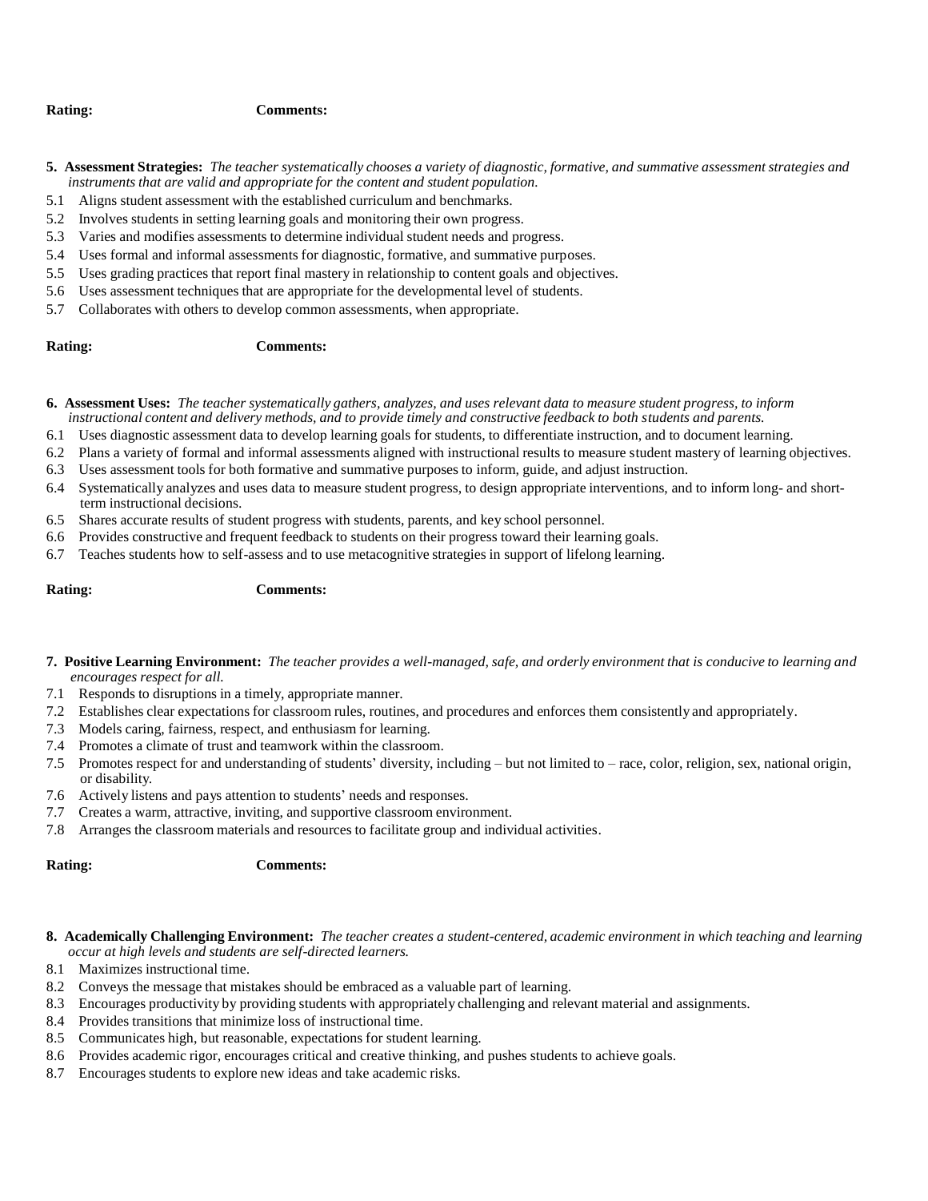**Rating:** **Comments:**

**5. Assessment Strategies:** *The teacher systematically chooses a variety of diagnostic, formative, and summative assessment strategies and instruments that are valid and appropriate for the content and student population.*

5.1 Aligns student assessment with the established curriculum and benchmarks.
5.2 Involves students in setting learning goals and monitoring their own progress.
5.3 Varies and modifies assessments to determine individual student needs and progress.
5.4 Uses formal and informal assessments for diagnostic, formative, and summative purposes.
5.5 Uses grading practices that report final mastery in relationship to content goals and objectives.
5.6 Uses assessment techniques that are appropriate for the developmental level of students.
5.7 Collaborates with others to develop common assessments, when appropriate.

**Rating:** **Comments:**

**6. Assessment Uses:** *The teacher systematically gathers, analyzes, and uses relevant data to measure student progress, to inform instructional content and delivery methods, and to provide timely and constructive feedback to both students and parents.*

6.1 Uses diagnostic assessment data to develop learning goals for students, to differentiate instruction, and to document learning.
6.2 Plans a variety of formal and informal assessments aligned with instructional results to measure student mastery of learning objectives.
6.3 Uses assessment tools for both formative and summative purposes to inform, guide, and adjust instruction.
6.4 Systematically analyzes and uses data to measure student progress, to design appropriate interventions, and to inform long- and short-term instructional decisions.
6.5 Shares accurate results of student progress with students, parents, and key school personnel.
6.6 Provides constructive and frequent feedback to students on their progress toward their learning goals.
6.7 Teaches students how to self-assess and to use metacognitive strategies in support of lifelong learning.

**Rating:** **Comments:**

**7. Positive Learning Environment:** *The teacher provides a well-managed, safe, and orderly environment that is conducive to learning and encourages respect for all.*

7.1 Responds to disruptions in a timely, appropriate manner.
7.2 Establishes clear expectations for classroom rules, routines, and procedures and enforces them consistently and appropriately.
7.3 Models caring, fairness, respect, and enthusiasm for learning.
7.4 Promotes a climate of trust and teamwork within the classroom.
7.5 Promotes respect for and understanding of students' diversity, including – but not limited to – race, color, religion, sex, national origin, or disability.
7.6 Actively listens and pays attention to students' needs and responses.
7.7 Creates a warm, attractive, inviting, and supportive classroom environment.
7.8 Arranges the classroom materials and resources to facilitate group and individual activities.

**Rating:** **Comments:**

**8. Academically Challenging Environment:** *The teacher creates a student-centered, academic environment in which teaching and learning occur at high levels and students are self-directed learners.*

8.1 Maximizes instructional time.
8.2 Conveys the message that mistakes should be embraced as a valuable part of learning.
8.3 Encourages productivity by providing students with appropriately challenging and relevant material and assignments.
8.4 Provides transitions that minimize loss of instructional time.
8.5 Communicates high, but reasonable, expectations for student learning.
8.6 Provides academic rigor, encourages critical and creative thinking, and pushes students to achieve goals.
8.7 Encourages students to explore new ideas and take academic risks.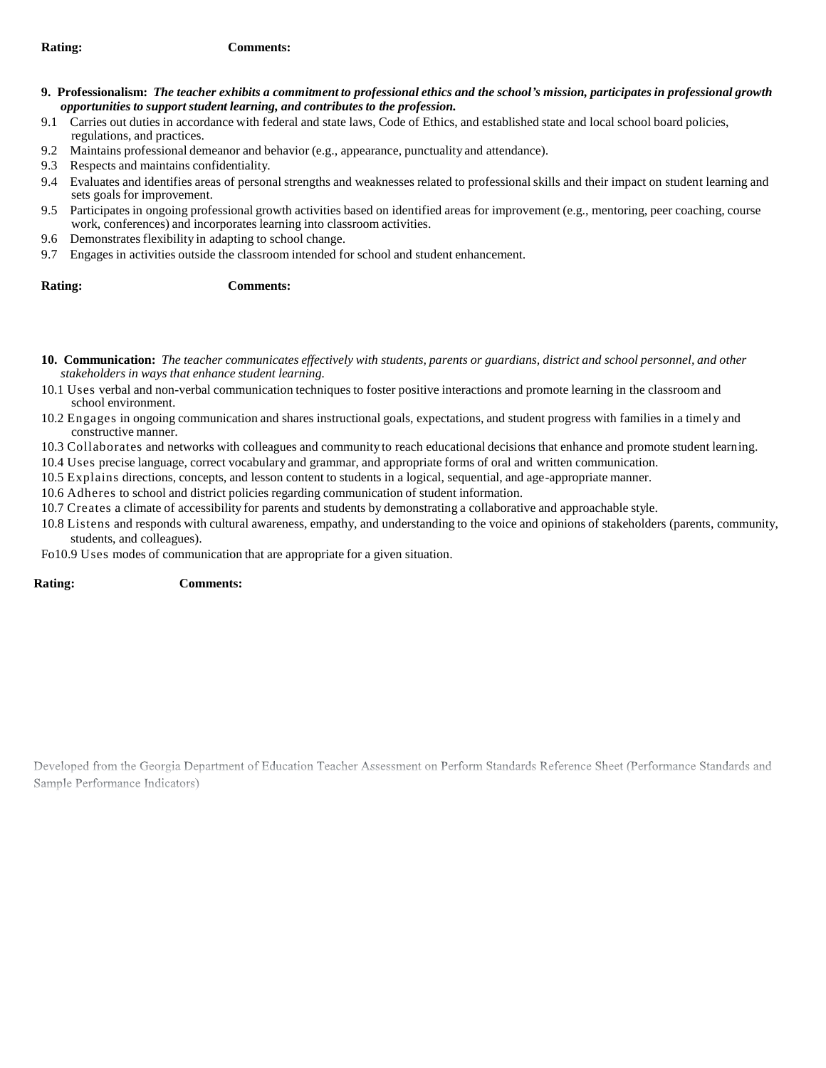**Rating:** **Comments:**

**9. Professionalism:** ***The teacher exhibits a commitment to professional ethics and the school's mission, participates in professional growth opportunities to support student learning, and contributes to the profession.***

9.1 Carries out duties in accordance with federal and state laws, Code of Ethics, and established state and local school board policies, regulations, and practices.

9.2 Maintains professional demeanor and behavior (e.g., appearance, punctuality and attendance).

9.3 Respects and maintains confidentiality.

9.4 Evaluates and identifies areas of personal strengths and weaknesses related to professional skills and their impact on student learning and sets goals for improvement.

9.5 Participates in ongoing professional growth activities based on identified areas for improvement (e.g., mentoring, peer coaching, course work, conferences) and incorporates learning into classroom activities.

9.6 Demonstrates flexibility in adapting to school change.

9.7 Engages in activities outside the classroom intended for school and student enhancement.

**Rating:** **Comments:**

**10. Communication:** *The teacher communicates effectively with students, parents or guardians, district and school personnel, and other stakeholders in ways that enhance student learning.*

10.1 Uses verbal and non-verbal communication techniques to foster positive interactions and promote learning in the classroom and school environment.

10.2 Engages in ongoing communication and shares instructional goals, expectations, and student progress with families in a timely and constructive manner.

10.3 Collaborates and networks with colleagues and community to reach educational decisions that enhance and promote student learning.

10.4 Uses precise language, correct vocabulary and grammar, and appropriate forms of oral and written communication.

10.5 Explains directions, concepts, and lesson content to students in a logical, sequential, and age-appropriate manner.

10.6 Adheres to school and district policies regarding communication of student information.

10.7 Creates a climate of accessibility for parents and students by demonstrating a collaborative and approachable style.

10.8 Listens and responds with cultural awareness, empathy, and understanding to the voice and opinions of stakeholders (parents, community, students, and colleagues).

Fo10.9 Uses modes of communication that are appropriate for a given situation.

**Rating:** **Comments:**

Developed from the Georgia Department of Education Teacher Assessment on Perform Standards Reference Sheet (Performance Standards and Sample Performance Indicators)